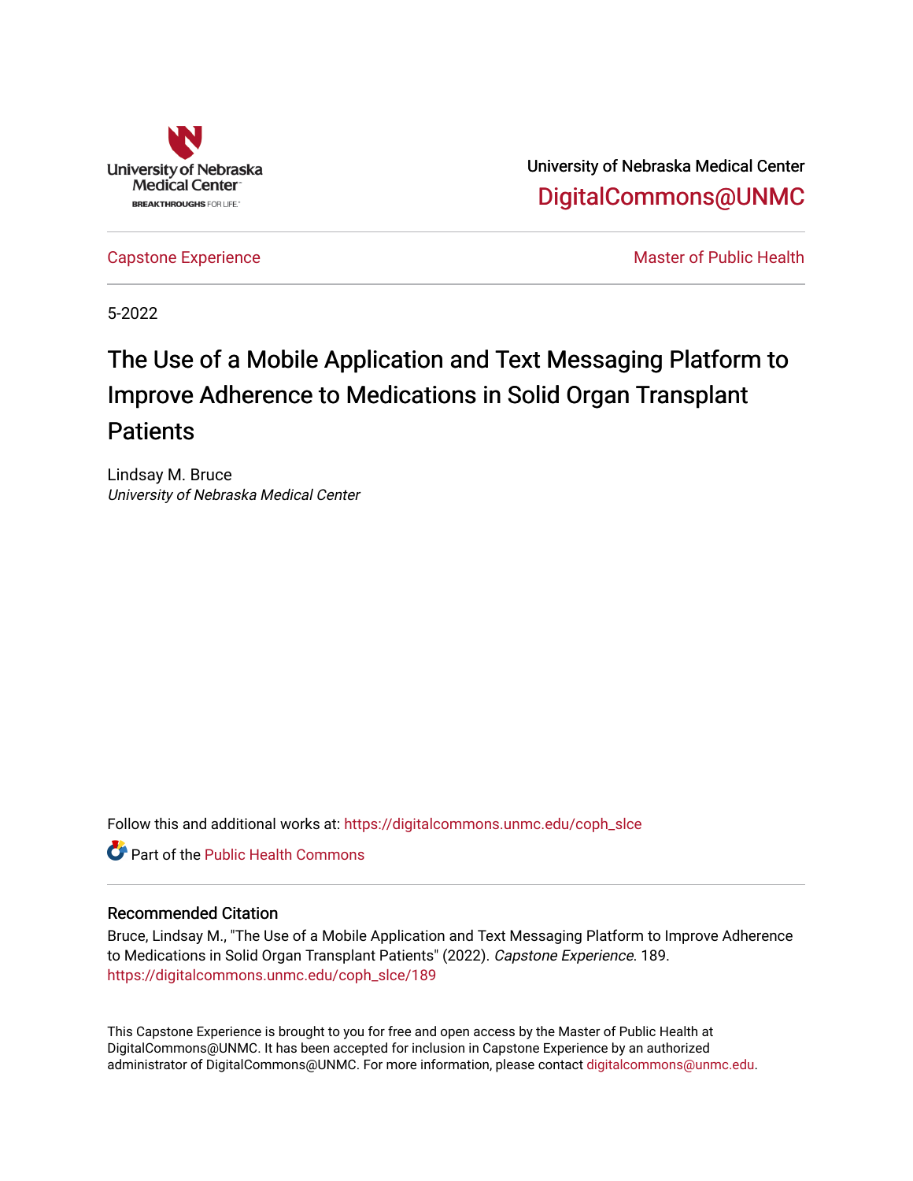University of Nebraska Medical Center

DigitalCommons@UNMC

Capstone Experience

Master of Public Health

5-2022

# The Use of a Mobile Application and Text Messaging Platform to Improve Adherence to Medications in Solid Organ Transplant Patients

Lindsay M. Bruce
*University of Nebraska Medical Center*

Follow this and additional works at: https://digitalcommons.unmc.edu/coph_slce

Part of the Public Health Commons

## Recommended Citation

Bruce, Lindsay M., "The Use of a Mobile Application and Text Messaging Platform to Improve Adherence to Medications in Solid Organ Transplant Patients" (2022). *Capstone Experience*. 189.
https://digitalcommons.unmc.edu/coph_slce/189

This Capstone Experience is brought to you for free and open access by the Master of Public Health at DigitalCommons@UNMC. It has been accepted for inclusion in Capstone Experience by an authorized administrator of DigitalCommons@UNMC. For more information, please contact digitalcommons@unmc.edu.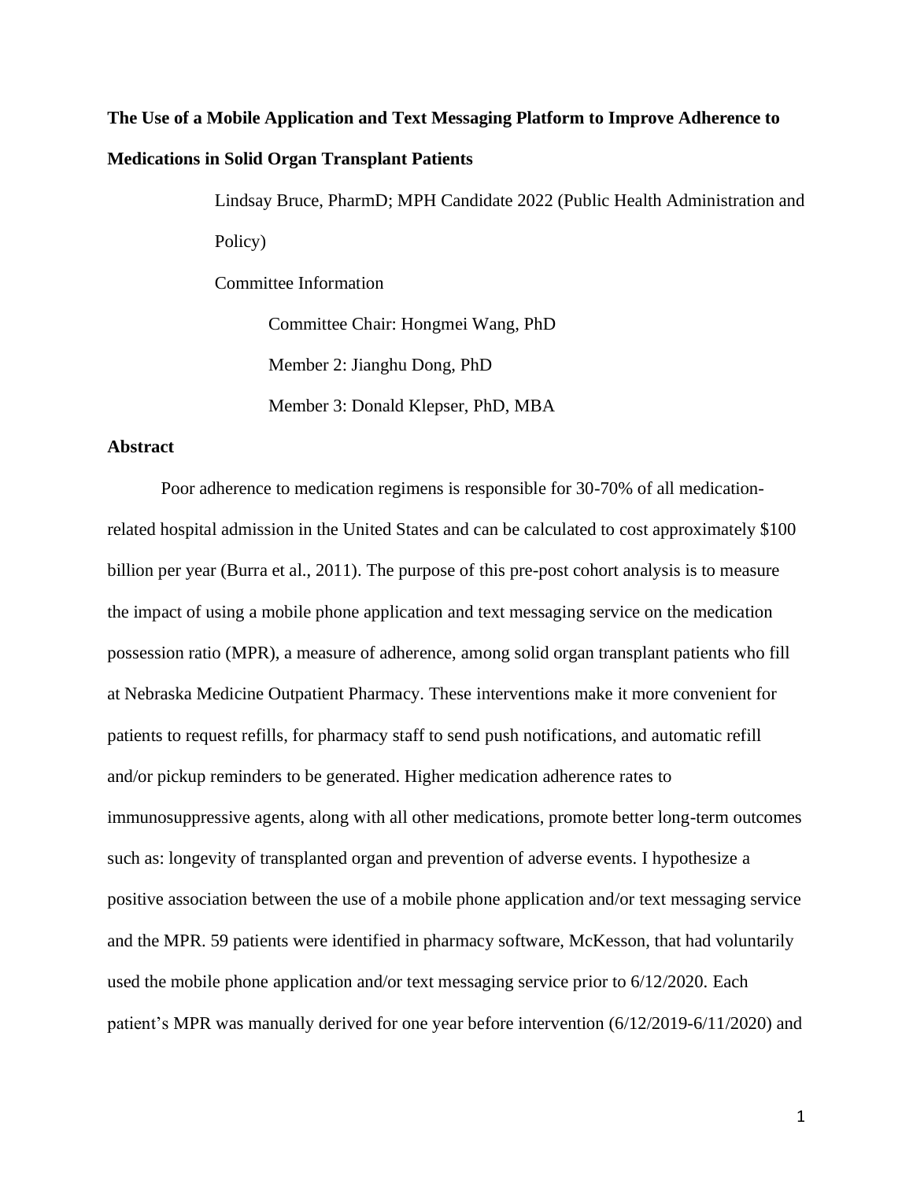**The Use of a Mobile Application and Text Messaging Platform to Improve Adherence to Medications in Solid Organ Transplant Patients**

Lindsay Bruce, PharmD; MPH Candidate 2022 (Public Health Administration and Policy)

Committee Information

Committee Chair: Hongmei Wang, PhD

Member 2: Jianghu Dong, PhD

Member 3: Donald Klepser, PhD, MBA

**Abstract**

Poor adherence to medication regimens is responsible for 30-70% of all medication-related hospital admission in the United States and can be calculated to cost approximately $100 billion per year (Burra et al., 2011). The purpose of this pre-post cohort analysis is to measure the impact of using a mobile phone application and text messaging service on the medication possession ratio (MPR), a measure of adherence, among solid organ transplant patients who fill at Nebraska Medicine Outpatient Pharmacy. These interventions make it more convenient for patients to request refills, for pharmacy staff to send push notifications, and automatic refill and/or pickup reminders to be generated. Higher medication adherence rates to immunosuppressive agents, along with all other medications, promote better long-term outcomes such as: longevity of transplanted organ and prevention of adverse events. I hypothesize a positive association between the use of a mobile phone application and/or text messaging service and the MPR. 59 patients were identified in pharmacy software, McKesson, that had voluntarily used the mobile phone application and/or text messaging service prior to 6/12/2020. Each patient's MPR was manually derived for one year before intervention (6/12/2019-6/11/2020) and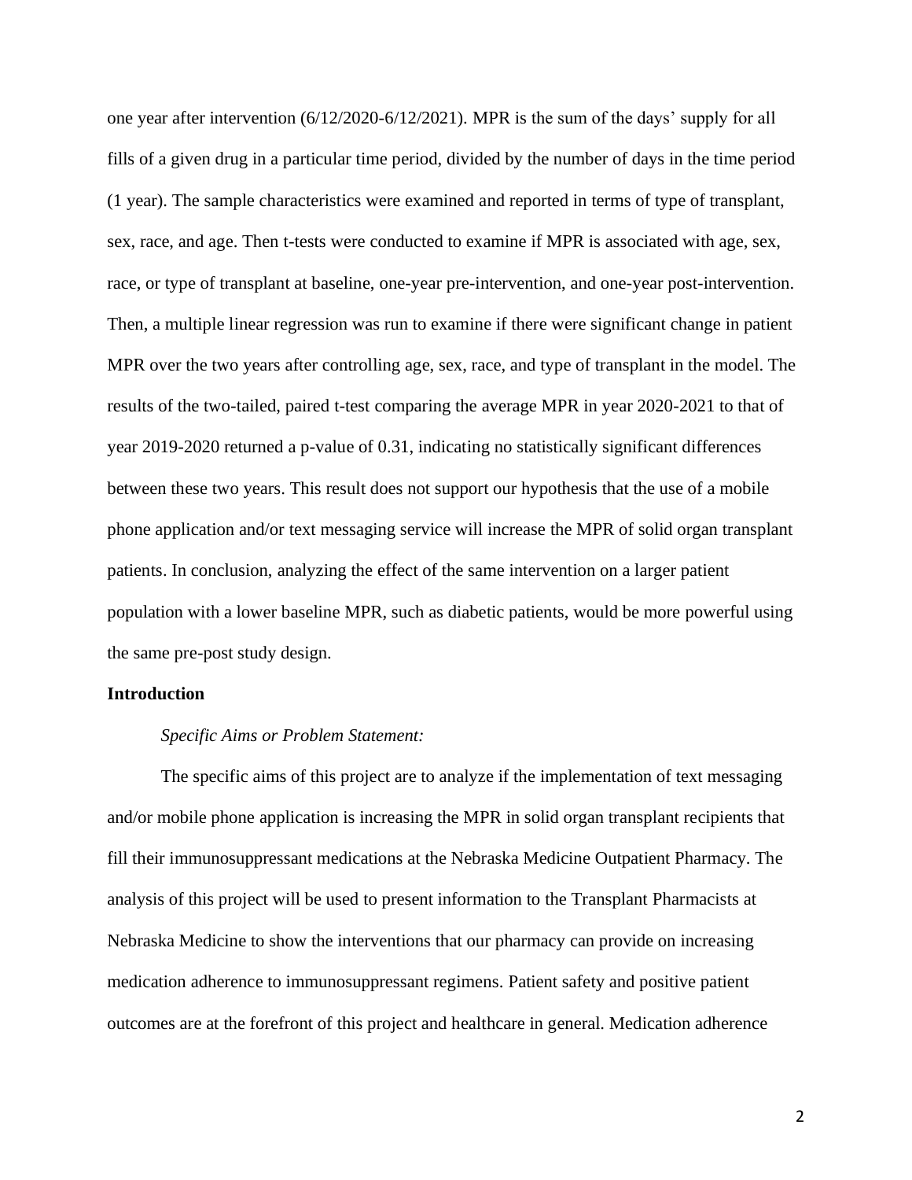one year after intervention (6/12/2020-6/12/2021). MPR is the sum of the days' supply for all fills of a given drug in a particular time period, divided by the number of days in the time period (1 year). The sample characteristics were examined and reported in terms of type of transplant, sex, race, and age. Then t-tests were conducted to examine if MPR is associated with age, sex, race, or type of transplant at baseline, one-year pre-intervention, and one-year post-intervention. Then, a multiple linear regression was run to examine if there were significant change in patient MPR over the two years after controlling age, sex, race, and type of transplant in the model. The results of the two-tailed, paired t-test comparing the average MPR in year 2020-2021 to that of year 2019-2020 returned a p-value of 0.31, indicating no statistically significant differences between these two years. This result does not support our hypothesis that the use of a mobile phone application and/or text messaging service will increase the MPR of solid organ transplant patients. In conclusion, analyzing the effect of the same intervention on a larger patient population with a lower baseline MPR, such as diabetic patients, would be more powerful using the same pre-post study design.

## Introduction

*Specific Aims or Problem Statement:*

The specific aims of this project are to analyze if the implementation of text messaging and/or mobile phone application is increasing the MPR in solid organ transplant recipients that fill their immunosuppressant medications at the Nebraska Medicine Outpatient Pharmacy. The analysis of this project will be used to present information to the Transplant Pharmacists at Nebraska Medicine to show the interventions that our pharmacy can provide on increasing medication adherence to immunosuppressant regimens. Patient safety and positive patient outcomes are at the forefront of this project and healthcare in general. Medication adherence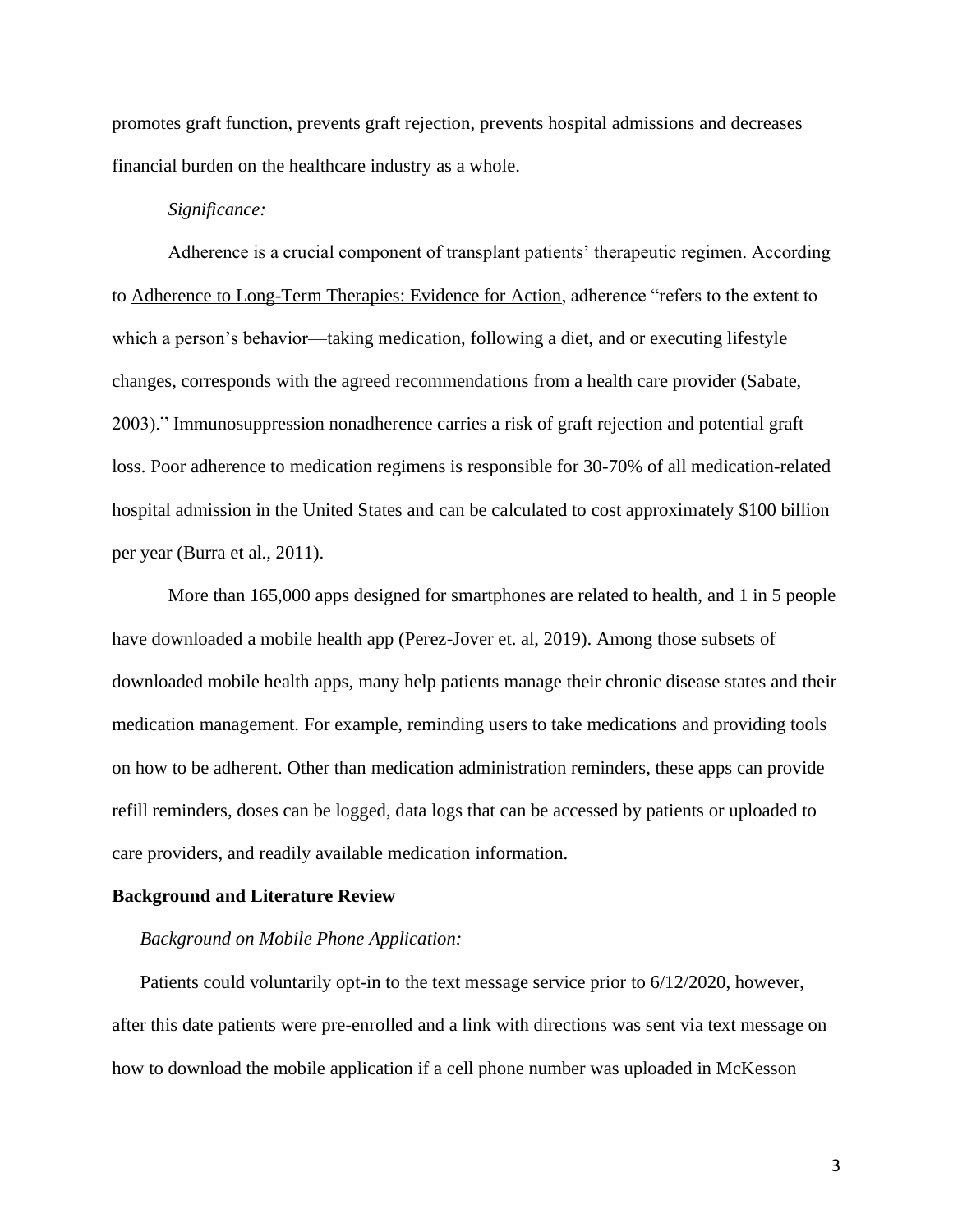promotes graft function, prevents graft rejection, prevents hospital admissions and decreases financial burden on the healthcare industry as a whole.

*Significance:*

Adherence is a crucial component of transplant patients' therapeutic regimen. According to Adherence to Long-Term Therapies: Evidence for Action, adherence "refers to the extent to which a person's behavior—taking medication, following a diet, and or executing lifestyle changes, corresponds with the agreed recommendations from a health care provider (Sabate, 2003)." Immunosuppression nonadherence carries a risk of graft rejection and potential graft loss. Poor adherence to medication regimens is responsible for 30-70% of all medication-related hospital admission in the United States and can be calculated to cost approximately $100 billion per year (Burra et al., 2011).

More than 165,000 apps designed for smartphones are related to health, and 1 in 5 people have downloaded a mobile health app (Perez-Jover et. al, 2019). Among those subsets of downloaded mobile health apps, many help patients manage their chronic disease states and their medication management. For example, reminding users to take medications and providing tools on how to be adherent. Other than medication administration reminders, these apps can provide refill reminders, doses can be logged, data logs that can be accessed by patients or uploaded to care providers, and readily available medication information.

## Background and Literature Review

*Background on Mobile Phone Application:*

Patients could voluntarily opt-in to the text message service prior to 6/12/2020, however, after this date patients were pre-enrolled and a link with directions was sent via text message on how to download the mobile application if a cell phone number was uploaded in McKesson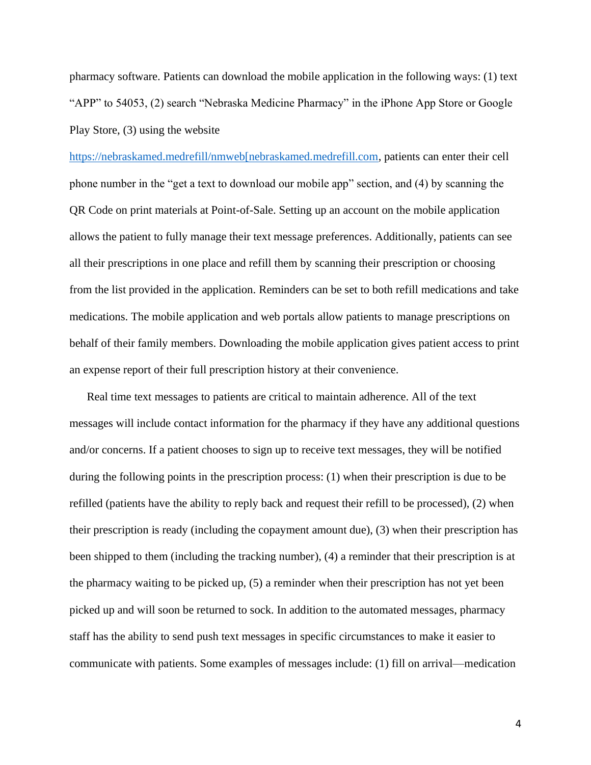pharmacy software. Patients can download the mobile application in the following ways: (1) text "APP" to 54053, (2) search "Nebraska Medicine Pharmacy" in the iPhone App Store or Google Play Store, (3) using the website https://nebraskamed.medrefill/nmweb[nebraskamed.medrefill.com, patients can enter their cell phone number in the "get a text to download our mobile app" section, and (4) by scanning the QR Code on print materials at Point-of-Sale. Setting up an account on the mobile application allows the patient to fully manage their text message preferences. Additionally, patients can see all their prescriptions in one place and refill them by scanning their prescription or choosing from the list provided in the application. Reminders can be set to both refill medications and take medications. The mobile application and web portals allow patients to manage prescriptions on behalf of their family members. Downloading the mobile application gives patient access to print an expense report of their full prescription history at their convenience.

Real time text messages to patients are critical to maintain adherence. All of the text messages will include contact information for the pharmacy if they have any additional questions and/or concerns. If a patient chooses to sign up to receive text messages, they will be notified during the following points in the prescription process: (1) when their prescription is due to be refilled (patients have the ability to reply back and request their refill to be processed), (2) when their prescription is ready (including the copayment amount due), (3) when their prescription has been shipped to them (including the tracking number), (4) a reminder that their prescription is at the pharmacy waiting to be picked up, (5) a reminder when their prescription has not yet been picked up and will soon be returned to sock. In addition to the automated messages, pharmacy staff has the ability to send push text messages in specific circumstances to make it easier to communicate with patients. Some examples of messages include: (1) fill on arrival—medication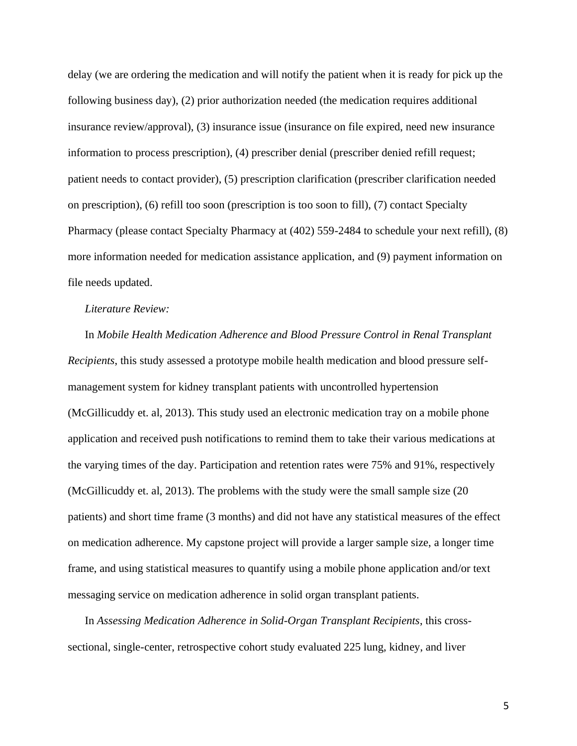delay (we are ordering the medication and will notify the patient when it is ready for pick up the following business day), (2) prior authorization needed (the medication requires additional insurance review/approval), (3) insurance issue (insurance on file expired, need new insurance information to process prescription), (4) prescriber denial (prescriber denied refill request; patient needs to contact provider), (5) prescription clarification (prescriber clarification needed on prescription), (6) refill too soon (prescription is too soon to fill), (7) contact Specialty Pharmacy (please contact Specialty Pharmacy at (402) 559-2484 to schedule your next refill), (8) more information needed for medication assistance application, and (9) payment information on file needs updated.

*Literature Review:*

In *Mobile Health Medication Adherence and Blood Pressure Control in Renal Transplant Recipients*, this study assessed a prototype mobile health medication and blood pressure self-management system for kidney transplant patients with uncontrolled hypertension (McGillicuddy et. al, 2013). This study used an electronic medication tray on a mobile phone application and received push notifications to remind them to take their various medications at the varying times of the day. Participation and retention rates were 75% and 91%, respectively (McGillicuddy et. al, 2013). The problems with the study were the small sample size (20 patients) and short time frame (3 months) and did not have any statistical measures of the effect on medication adherence. My capstone project will provide a larger sample size, a longer time frame, and using statistical measures to quantify using a mobile phone application and/or text messaging service on medication adherence in solid organ transplant patients.

In *Assessing Medication Adherence in Solid-Organ Transplant Recipients*, this cross-sectional, single-center, retrospective cohort study evaluated 225 lung, kidney, and liver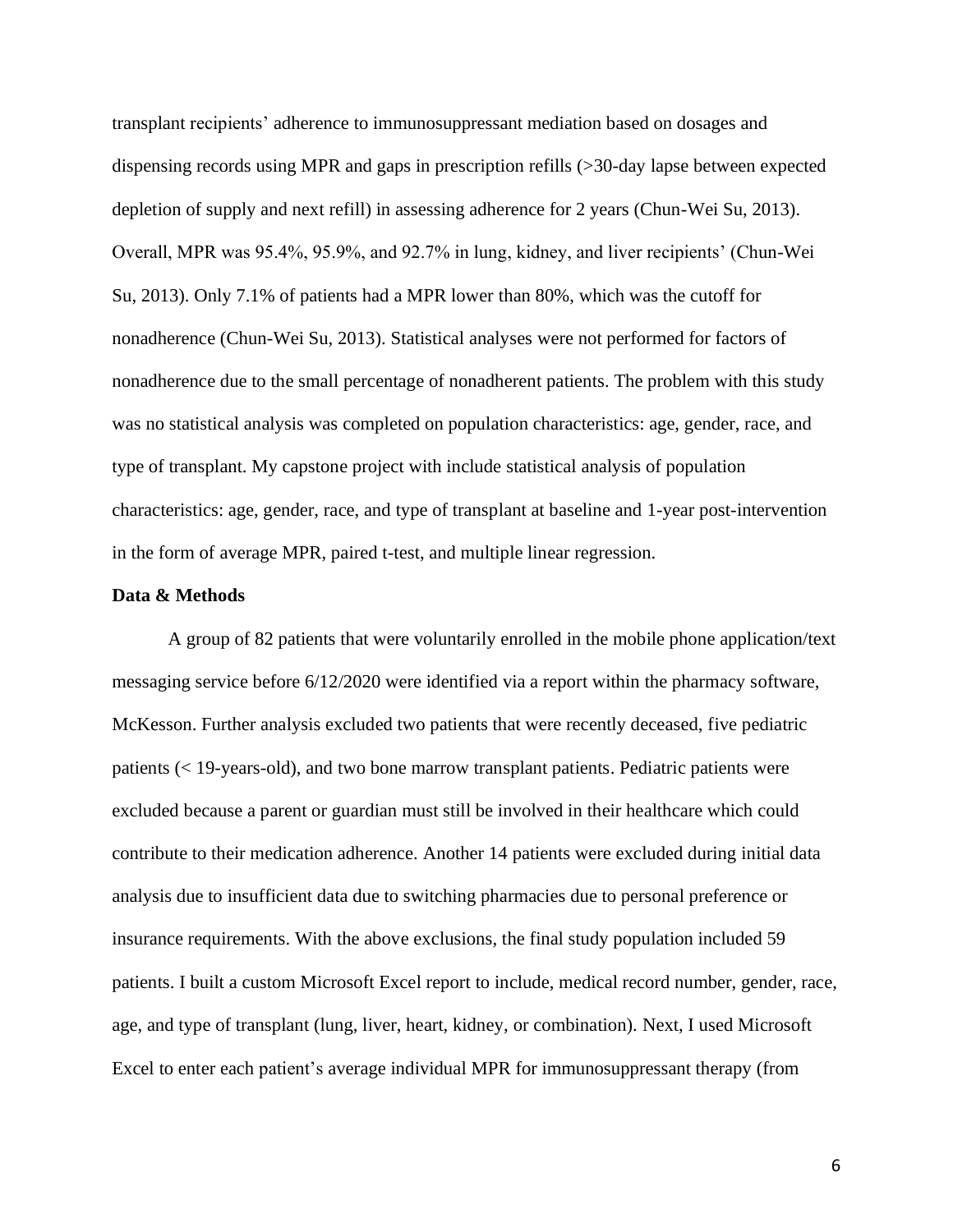transplant recipients' adherence to immunosuppressant mediation based on dosages and dispensing records using MPR and gaps in prescription refills (>30-day lapse between expected depletion of supply and next refill) in assessing adherence for 2 years (Chun-Wei Su, 2013). Overall, MPR was 95.4%, 95.9%, and 92.7% in lung, kidney, and liver recipients' (Chun-Wei Su, 2013). Only 7.1% of patients had a MPR lower than 80%, which was the cutoff for nonadherence (Chun-Wei Su, 2013). Statistical analyses were not performed for factors of nonadherence due to the small percentage of nonadherent patients. The problem with this study was no statistical analysis was completed on population characteristics: age, gender, race, and type of transplant. My capstone project with include statistical analysis of population characteristics: age, gender, race, and type of transplant at baseline and 1-year post-intervention in the form of average MPR, paired t-test, and multiple linear regression.

**Data & Methods**

A group of 82 patients that were voluntarily enrolled in the mobile phone application/text messaging service before 6/12/2020 were identified via a report within the pharmacy software, McKesson. Further analysis excluded two patients that were recently deceased, five pediatric patients (< 19-years-old), and two bone marrow transplant patients. Pediatric patients were excluded because a parent or guardian must still be involved in their healthcare which could contribute to their medication adherence. Another 14 patients were excluded during initial data analysis due to insufficient data due to switching pharmacies due to personal preference or insurance requirements. With the above exclusions, the final study population included 59 patients. I built a custom Microsoft Excel report to include, medical record number, gender, race, age, and type of transplant (lung, liver, heart, kidney, or combination). Next, I used Microsoft Excel to enter each patient's average individual MPR for immunosuppressant therapy (from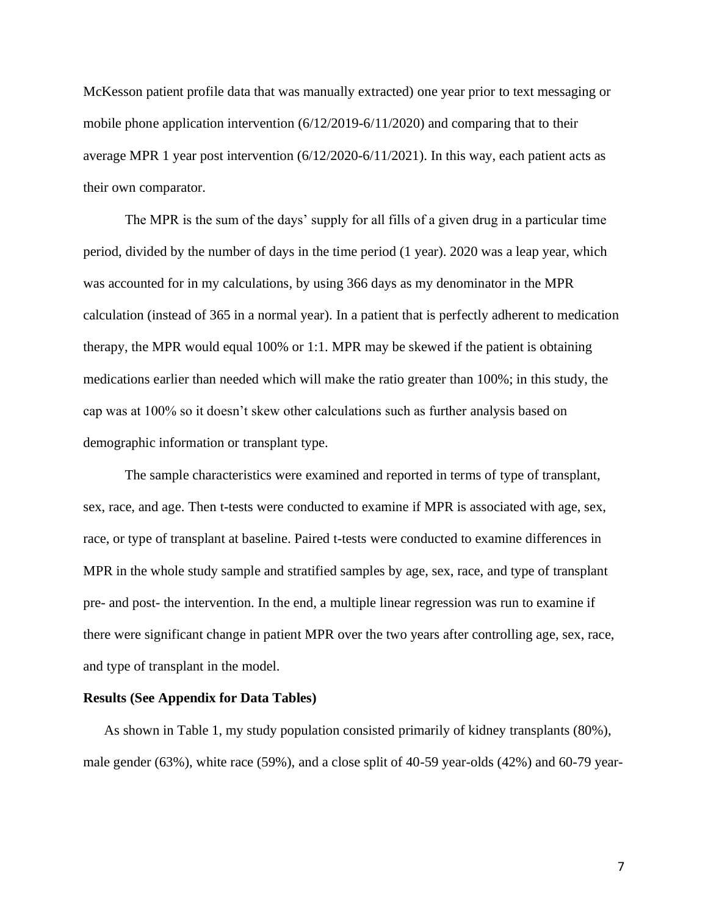McKesson patient profile data that was manually extracted) one year prior to text messaging or mobile phone application intervention (6/12/2019-6/11/2020) and comparing that to their average MPR 1 year post intervention (6/12/2020-6/11/2021). In this way, each patient acts as their own comparator.

The MPR is the sum of the days' supply for all fills of a given drug in a particular time period, divided by the number of days in the time period (1 year). 2020 was a leap year, which was accounted for in my calculations, by using 366 days as my denominator in the MPR calculation (instead of 365 in a normal year). In a patient that is perfectly adherent to medication therapy, the MPR would equal 100% or 1:1. MPR may be skewed if the patient is obtaining medications earlier than needed which will make the ratio greater than 100%; in this study, the cap was at 100% so it doesn't skew other calculations such as further analysis based on demographic information or transplant type.

The sample characteristics were examined and reported in terms of type of transplant, sex, race, and age. Then t-tests were conducted to examine if MPR is associated with age, sex, race, or type of transplant at baseline. Paired t-tests were conducted to examine differences in MPR in the whole study sample and stratified samples by age, sex, race, and type of transplant pre- and post- the intervention. In the end, a multiple linear regression was run to examine if there were significant change in patient MPR over the two years after controlling age, sex, race, and type of transplant in the model.

**Results (See Appendix for Data Tables)**

As shown in Table 1, my study population consisted primarily of kidney transplants (80%), male gender (63%), white race (59%), and a close split of 40-59 year-olds (42%) and 60-79 year-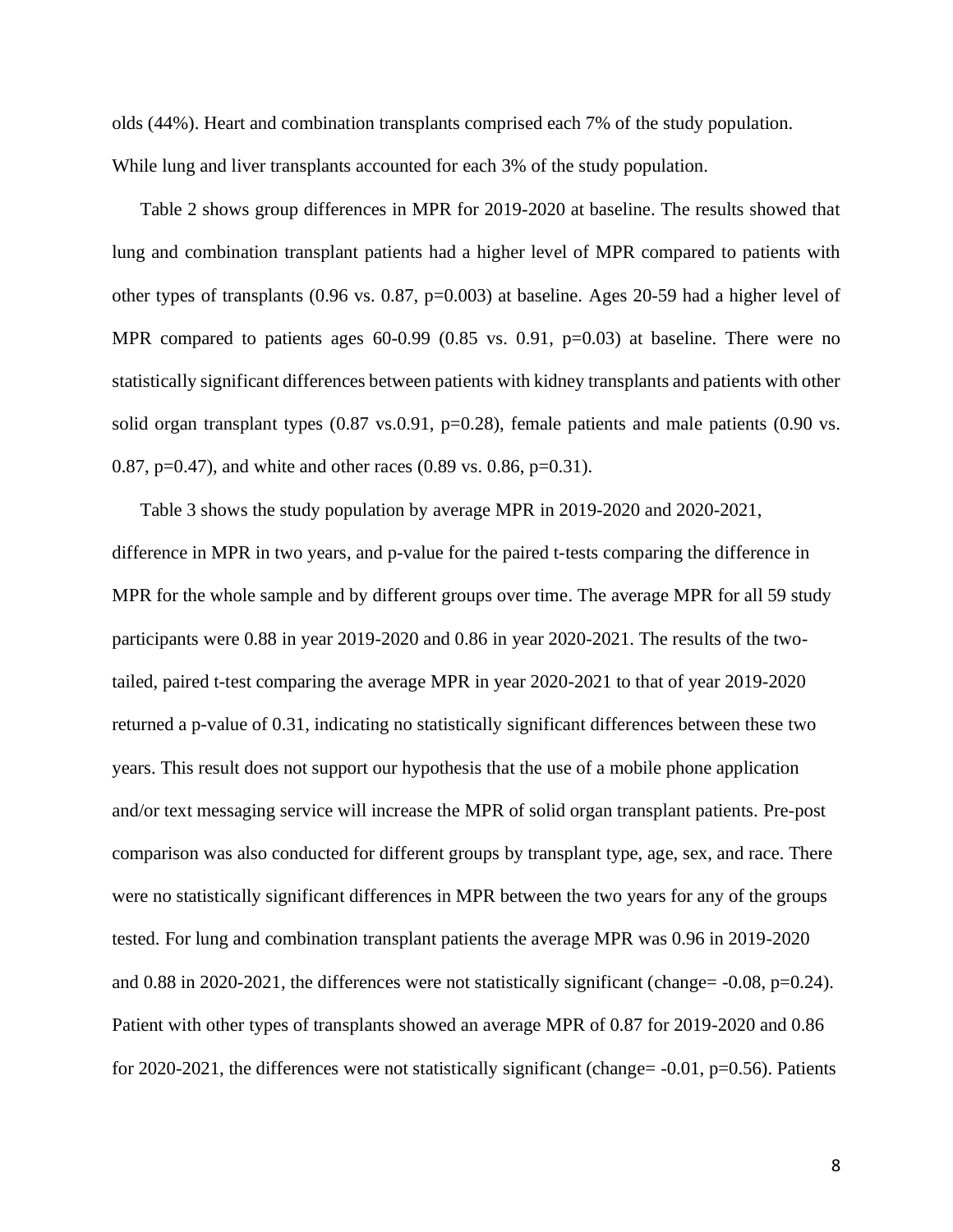olds (44%). Heart and combination transplants comprised each 7% of the study population. While lung and liver transplants accounted for each 3% of the study population.

Table 2 shows group differences in MPR for 2019-2020 at baseline. The results showed that lung and combination transplant patients had a higher level of MPR compared to patients with other types of transplants (0.96 vs. 0.87, p=0.003) at baseline. Ages 20-59 had a higher level of MPR compared to patients ages 60-0.99 (0.85 vs. 0.91, p=0.03) at baseline. There were no statistically significant differences between patients with kidney transplants and patients with other solid organ transplant types (0.87 vs.0.91, p=0.28), female patients and male patients (0.90 vs. 0.87, p=0.47), and white and other races (0.89 vs. 0.86, p=0.31).

Table 3 shows the study population by average MPR in 2019-2020 and 2020-2021, difference in MPR in two years, and p-value for the paired t-tests comparing the difference in MPR for the whole sample and by different groups over time. The average MPR for all 59 study participants were 0.88 in year 2019-2020 and 0.86 in year 2020-2021. The results of the two-tailed, paired t-test comparing the average MPR in year 2020-2021 to that of year 2019-2020 returned a p-value of 0.31, indicating no statistically significant differences between these two years. This result does not support our hypothesis that the use of a mobile phone application and/or text messaging service will increase the MPR of solid organ transplant patients. Pre-post comparison was also conducted for different groups by transplant type, age, sex, and race. There were no statistically significant differences in MPR between the two years for any of the groups tested. For lung and combination transplant patients the average MPR was 0.96 in 2019-2020 and 0.88 in 2020-2021, the differences were not statistically significant (change= -0.08, p=0.24). Patient with other types of transplants showed an average MPR of 0.87 for 2019-2020 and 0.86 for 2020-2021, the differences were not statistically significant (change= -0.01, p=0.56). Patients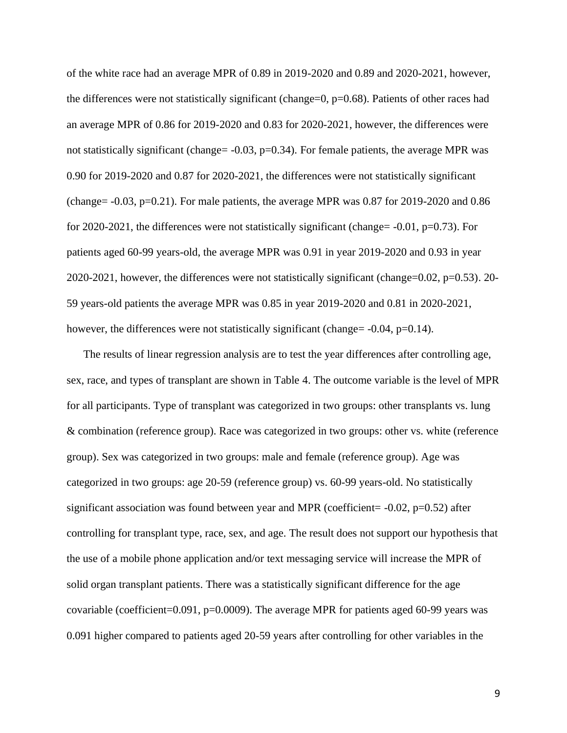of the white race had an average MPR of 0.89 in 2019-2020 and 0.89 and 2020-2021, however, the differences were not statistically significant (change=0, p=0.68). Patients of other races had an average MPR of 0.86 for 2019-2020 and 0.83 for 2020-2021, however, the differences were not statistically significant (change= -0.03, p=0.34). For female patients, the average MPR was 0.90 for 2019-2020 and 0.87 for 2020-2021, the differences were not statistically significant (change= -0.03, p=0.21). For male patients, the average MPR was 0.87 for 2019-2020 and 0.86 for 2020-2021, the differences were not statistically significant (change= -0.01, p=0.73). For patients aged 60-99 years-old, the average MPR was 0.91 in year 2019-2020 and 0.93 in year 2020-2021, however, the differences were not statistically significant (change=0.02, p=0.53). 20-59 years-old patients the average MPR was 0.85 in year 2019-2020 and 0.81 in 2020-2021, however, the differences were not statistically significant (change= -0.04, p=0.14).

The results of linear regression analysis are to test the year differences after controlling age, sex, race, and types of transplant are shown in Table 4. The outcome variable is the level of MPR for all participants. Type of transplant was categorized in two groups: other transplants vs. lung & combination (reference group). Race was categorized in two groups: other vs. white (reference group). Sex was categorized in two groups: male and female (reference group). Age was categorized in two groups: age 20-59 (reference group) vs. 60-99 years-old. No statistically significant association was found between year and MPR (coefficient= -0.02, p=0.52) after controlling for transplant type, race, sex, and age. The result does not support our hypothesis that the use of a mobile phone application and/or text messaging service will increase the MPR of solid organ transplant patients. There was a statistically significant difference for the age covariable (coefficient=0.091, p=0.0009). The average MPR for patients aged 60-99 years was 0.091 higher compared to patients aged 20-59 years after controlling for other variables in the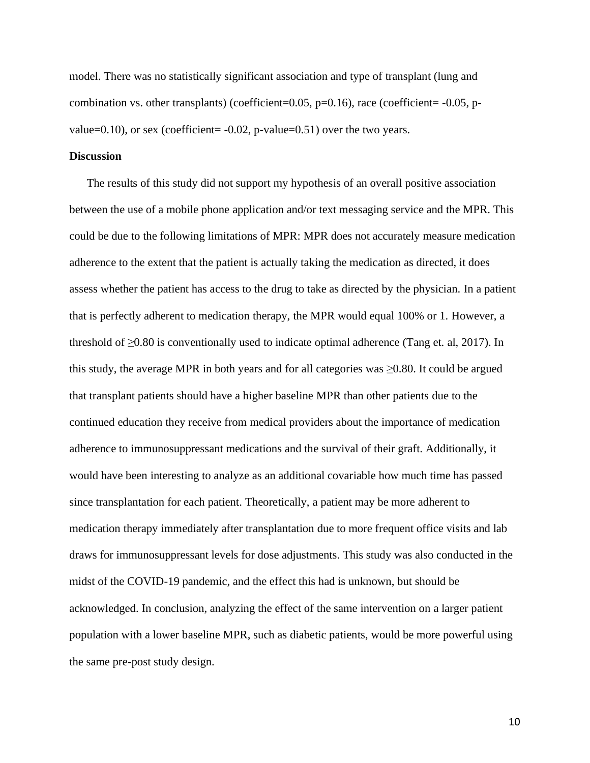model. There was no statistically significant association and type of transplant (lung and combination vs. other transplants) (coefficient=0.05, p=0.16), race (coefficient= -0.05, p-value=0.10), or sex (coefficient= -0.02, p-value=0.51) over the two years.

**Discussion**

The results of this study did not support my hypothesis of an overall positive association between the use of a mobile phone application and/or text messaging service and the MPR. This could be due to the following limitations of MPR: MPR does not accurately measure medication adherence to the extent that the patient is actually taking the medication as directed, it does assess whether the patient has access to the drug to take as directed by the physician. In a patient that is perfectly adherent to medication therapy, the MPR would equal 100% or 1. However, a threshold of $\geq$0.80 is conventionally used to indicate optimal adherence (Tang et. al, 2017). In this study, the average MPR in both years and for all categories was $\geq$0.80. It could be argued that transplant patients should have a higher baseline MPR than other patients due to the continued education they receive from medical providers about the importance of medication adherence to immunosuppressant medications and the survival of their graft. Additionally, it would have been interesting to analyze as an additional covariable how much time has passed since transplantation for each patient. Theoretically, a patient may be more adherent to medication therapy immediately after transplantation due to more frequent office visits and lab draws for immunosuppressant levels for dose adjustments. This study was also conducted in the midst of the COVID-19 pandemic, and the effect this had is unknown, but should be acknowledged. In conclusion, analyzing the effect of the same intervention on a larger patient population with a lower baseline MPR, such as diabetic patients, would be more powerful using the same pre-post study design.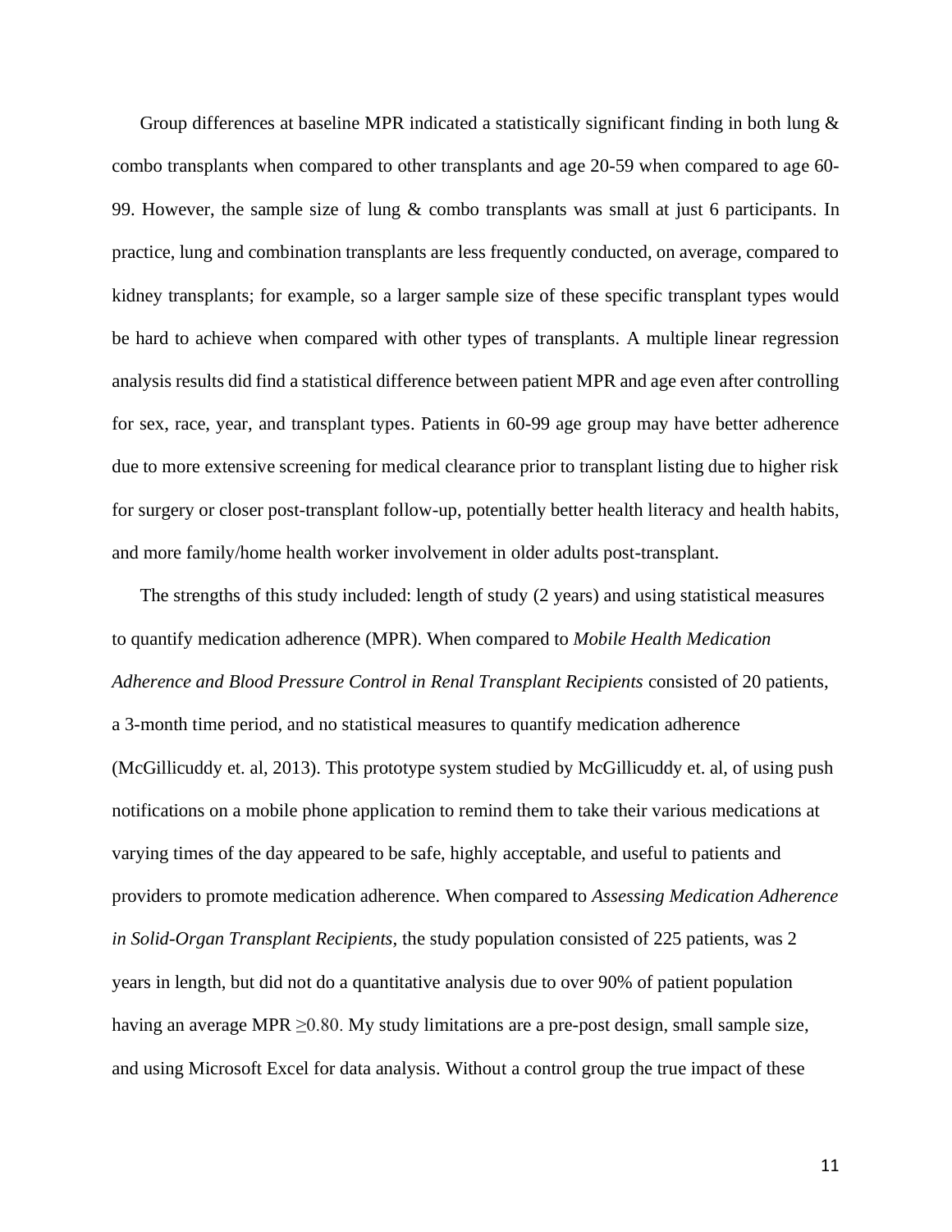Group differences at baseline MPR indicated a statistically significant finding in both lung & combo transplants when compared to other transplants and age 20-59 when compared to age 60-99. However, the sample size of lung & combo transplants was small at just 6 participants. In practice, lung and combination transplants are less frequently conducted, on average, compared to kidney transplants; for example, so a larger sample size of these specific transplant types would be hard to achieve when compared with other types of transplants. A multiple linear regression analysis results did find a statistical difference between patient MPR and age even after controlling for sex, race, year, and transplant types. Patients in 60-99 age group may have better adherence due to more extensive screening for medical clearance prior to transplant listing due to higher risk for surgery or closer post-transplant follow-up, potentially better health literacy and health habits, and more family/home health worker involvement in older adults post-transplant.

The strengths of this study included: length of study (2 years) and using statistical measures to quantify medication adherence (MPR). When compared to *Mobile Health Medication Adherence and Blood Pressure Control in Renal Transplant Recipients* consisted of 20 patients, a 3-month time period, and no statistical measures to quantify medication adherence (McGillicuddy et. al, 2013). This prototype system studied by McGillicuddy et. al, of using push notifications on a mobile phone application to remind them to take their various medications at varying times of the day appeared to be safe, highly acceptable, and useful to patients and providers to promote medication adherence. When compared to *Assessing Medication Adherence in Solid-Organ Transplant Recipients,* the study population consisted of 225 patients, was 2 years in length, but did not do a quantitative analysis due to over 90% of patient population having an average MPR $\geq 0.80$. My study limitations are a pre-post design, small sample size, and using Microsoft Excel for data analysis. Without a control group the true impact of these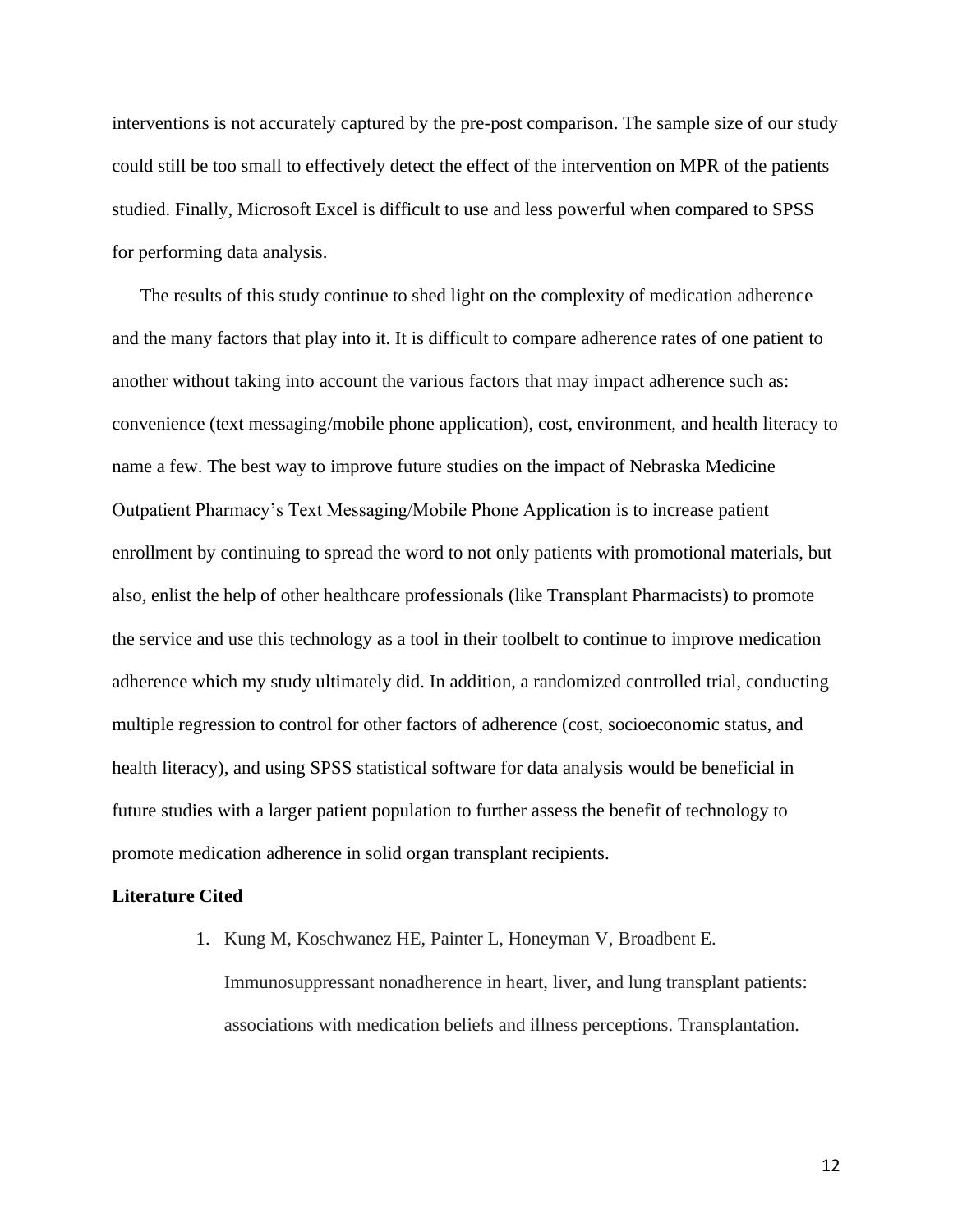interventions is not accurately captured by the pre-post comparison. The sample size of our study could still be too small to effectively detect the effect of the intervention on MPR of the patients studied. Finally, Microsoft Excel is difficult to use and less powerful when compared to SPSS for performing data analysis.

The results of this study continue to shed light on the complexity of medication adherence and the many factors that play into it. It is difficult to compare adherence rates of one patient to another without taking into account the various factors that may impact adherence such as: convenience (text messaging/mobile phone application), cost, environment, and health literacy to name a few. The best way to improve future studies on the impact of Nebraska Medicine Outpatient Pharmacy's Text Messaging/Mobile Phone Application is to increase patient enrollment by continuing to spread the word to not only patients with promotional materials, but also, enlist the help of other healthcare professionals (like Transplant Pharmacists) to promote the service and use this technology as a tool in their toolbelt to continue to improve medication adherence which my study ultimately did. In addition, a randomized controlled trial, conducting multiple regression to control for other factors of adherence (cost, socioeconomic status, and health literacy), and using SPSS statistical software for data analysis would be beneficial in future studies with a larger patient population to further assess the benefit of technology to promote medication adherence in solid organ transplant recipients.

**Literature Cited**

1. Kung M, Koschwanez HE, Painter L, Honeyman V, Broadbent E. Immunosuppressant nonadherence in heart, liver, and lung transplant patients: associations with medication beliefs and illness perceptions. Transplantation.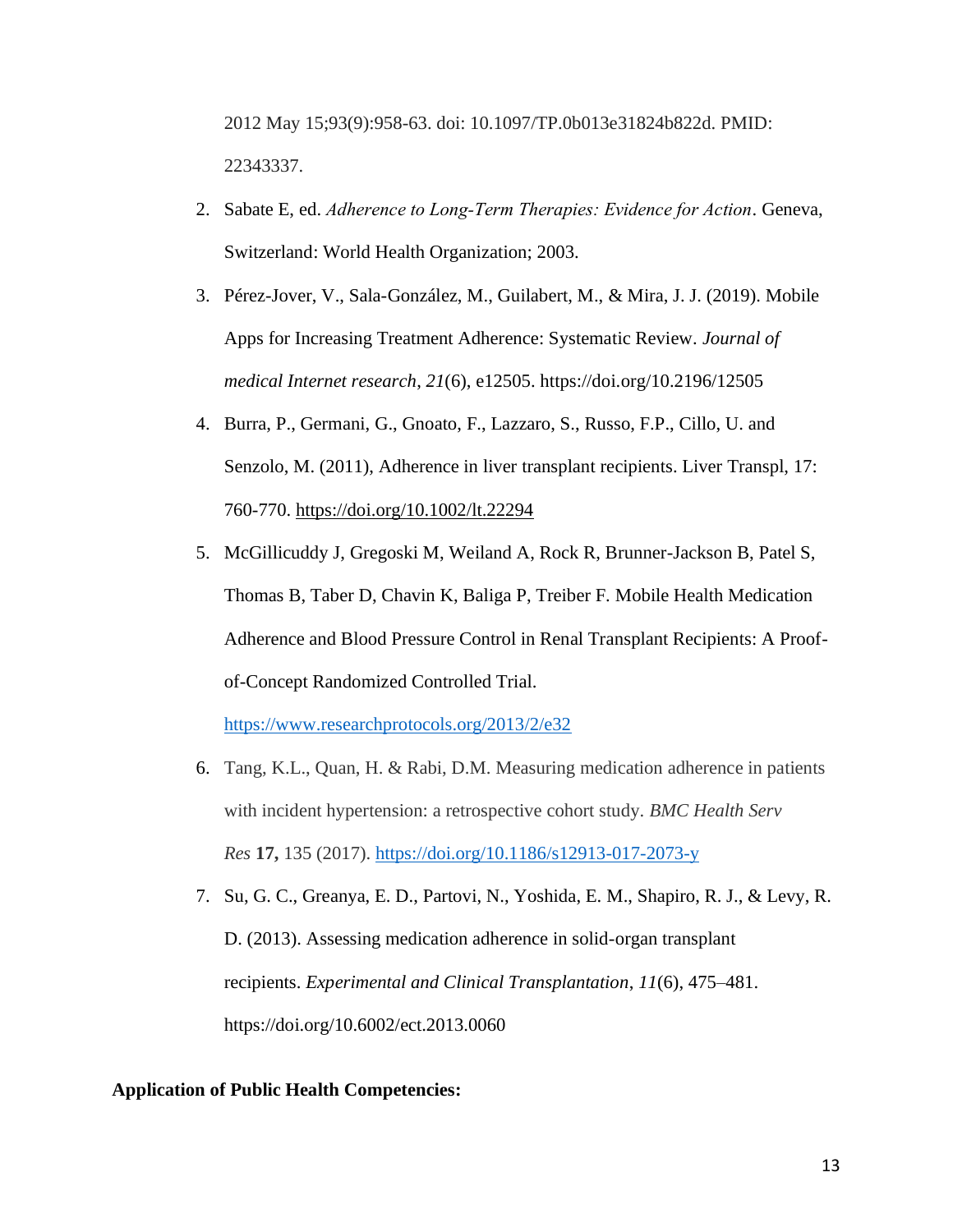2012 May 15;93(9):958-63. doi: 10.1097/TP.0b013e31824b822d. PMID: 22343337.

2. Sabate E, ed. *Adherence to Long-Term Therapies: Evidence for Action*. Geneva, Switzerland: World Health Organization; 2003.
3. Pérez-Jover, V., Sala-González, M., Guilabert, M., & Mira, J. J. (2019). Mobile Apps for Increasing Treatment Adherence: Systematic Review. *Journal of medical Internet research*, *21*(6), e12505. https://doi.org/10.2196/12505
4. Burra, P., Germani, G., Gnoato, F., Lazzaro, S., Russo, F.P., Cillo, U. and Senzolo, M. (2011), Adherence in liver transplant recipients. Liver Transpl, 17: 760-770. https://doi.org/10.1002/lt.22294
5. McGillicuddy J, Gregoski M, Weiland A, Rock R, Brunner-Jackson B, Patel S, Thomas B, Taber D, Chavin K, Baliga P, Treiber F. Mobile Health Medication Adherence and Blood Pressure Control in Renal Transplant Recipients: A Proof-of-Concept Randomized Controlled Trial. https://www.researchprotocols.org/2013/2/e32
6. Tang, K.L., Quan, H. & Rabi, D.M. Measuring medication adherence in patients with incident hypertension: a retrospective cohort study. *BMC Health Serv Res* **17,** 135 (2017). https://doi.org/10.1186/s12913-017-2073-y
7. Su, G. C., Greanya, E. D., Partovi, N., Yoshida, E. M., Shapiro, R. J., & Levy, R. D. (2013). Assessing medication adherence in solid-organ transplant recipients. *Experimental and Clinical Transplantation*, *11*(6), 475–481. https://doi.org/10.6002/ect.2013.0060

**Application of Public Health Competencies:**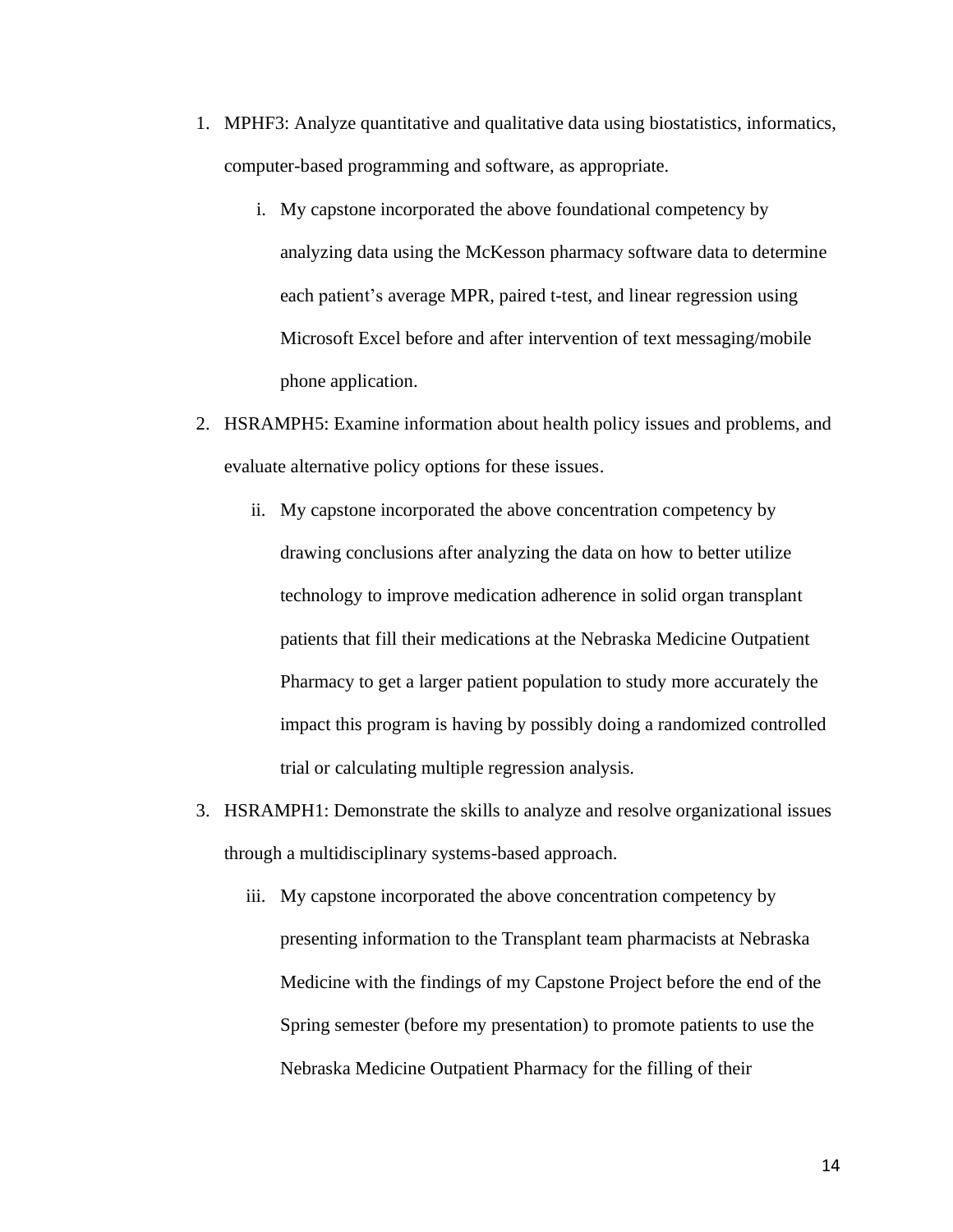1. MPHF3: Analyze quantitative and qualitative data using biostatistics, informatics, computer-based programming and software, as appropriate.

    i. My capstone incorporated the above foundational competency by analyzing data using the McKesson pharmacy software data to determine each patient's average MPR, paired t-test, and linear regression using Microsoft Excel before and after intervention of text messaging/mobile phone application.

2. HSRAMPH5: Examine information about health policy issues and problems, and evaluate alternative policy options for these issues.

    ii. My capstone incorporated the above concentration competency by drawing conclusions after analyzing the data on how to better utilize technology to improve medication adherence in solid organ transplant patients that fill their medications at the Nebraska Medicine Outpatient Pharmacy to get a larger patient population to study more accurately the impact this program is having by possibly doing a randomized controlled trial or calculating multiple regression analysis.

3. HSRAMPH1: Demonstrate the skills to analyze and resolve organizational issues through a multidisciplinary systems-based approach.

    iii. My capstone incorporated the above concentration competency by presenting information to the Transplant team pharmacists at Nebraska Medicine with the findings of my Capstone Project before the end of the Spring semester (before my presentation) to promote patients to use the Nebraska Medicine Outpatient Pharmacy for the filling of their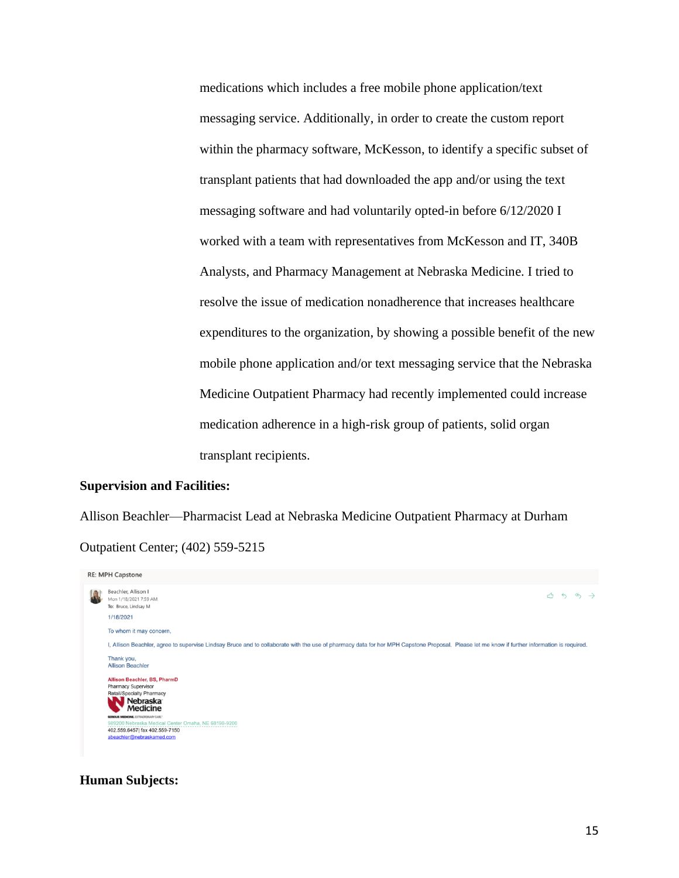medications which includes a free mobile phone application/text messaging service. Additionally, in order to create the custom report within the pharmacy software, McKesson, to identify a specific subset of transplant patients that had downloaded the app and/or using the text messaging software and had voluntarily opted-in before 6/12/2020 I worked with a team with representatives from McKesson and IT, 340B Analysts, and Pharmacy Management at Nebraska Medicine. I tried to resolve the issue of medication nonadherence that increases healthcare expenditures to the organization, by showing a possible benefit of the new mobile phone application and/or text messaging service that the Nebraska Medicine Outpatient Pharmacy had recently implemented could increase medication adherence in a high-risk group of patients, solid organ transplant recipients.

**Supervision and Facilities:**

Allison Beachler—Pharmacist Lead at Nebraska Medicine Outpatient Pharmacy at Durham Outpatient Center; (402) 559-5215

RE: MPH Capstone

Beachler, Allison I
Mon 1/18/2021 7:59 AM
To: Bruce, Lindsay M

1/18/2021

To whom it may concern,

I, Allison Beachler, agree to supervise Lindsay Bruce and to collaborate with the use of pharmacy data for her MPH Capstone Proposal. Please let me know if further information is required.

Thank you,
Allison Beachler

Allison Beachler, BS, PharmD
Pharmacy Supervisor
Retail/Specialty Pharmacy
Nebraska Medicine
SERIOUS MEDICINE. EXTRAORDINARY CARE.
989200 Nebraska Medical Center Omaha, NE 68198-9200
402.559.6457| fax 402.559-7150
abeachler@nebraskamed.com

**Human Subjects:**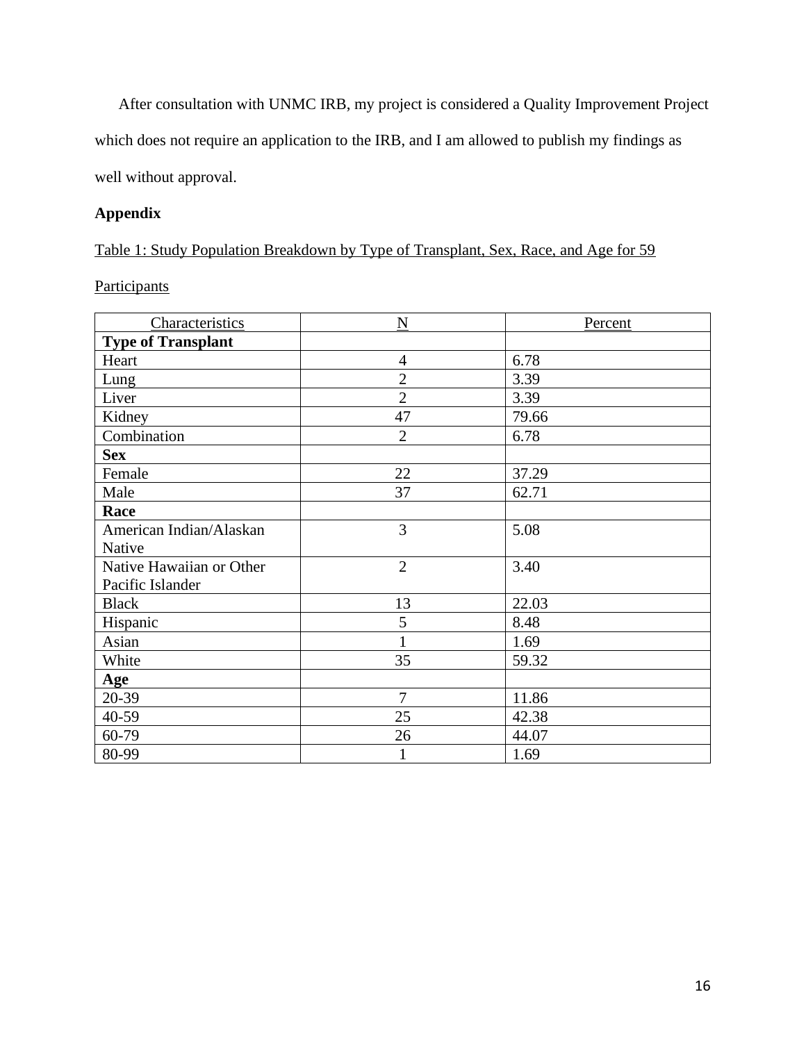After consultation with UNMC IRB, my project is considered a Quality Improvement Project which does not require an application to the IRB, and I am allowed to publish my findings as well without approval.

**Appendix**

Table 1: Study Population Breakdown by Type of Transplant, Sex, Race, and Age for 59 Participants

| Characteristics | N | Percent |
|---|---|---|
| **Type of Transplant** | | |
| Heart | 4 | 6.78 |
| Lung | 2 | 3.39 |
| Liver | 2 | 3.39 |
| Kidney | 47 | 79.66 |
| Combination | 2 | 6.78 |
| **Sex** | | |
| Female | 22 | 37.29 |
| Male | 37 | 62.71 |
| **Race** | | |
| American Indian/Alaskan Native | 3 | 5.08 |
| Native Hawaiian or Other Pacific Islander | 2 | 3.40 |
| Black | 13 | 22.03 |
| Hispanic | 5 | 8.48 |
| Asian | 1 | 1.69 |
| White | 35 | 59.32 |
| **Age** | | |
| 20-39 | 7 | 11.86 |
| 40-59 | 25 | 42.38 |
| 60-79 | 26 | 44.07 |
| 80-99 | 1 | 1.69 |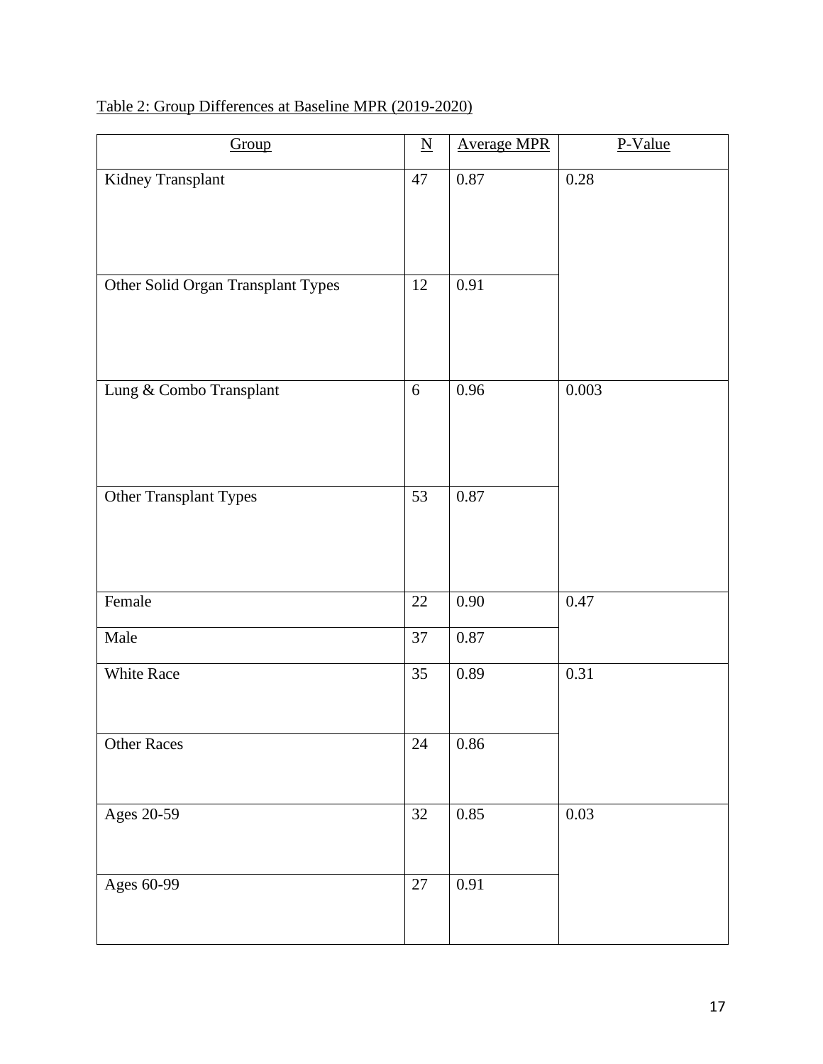Table 2: Group Differences at Baseline MPR (2019-2020)

| Group | N | Average MPR | P-Value |
|---|---|---|---|
| Kidney Transplant | 47 | 0.87 | 0.28 |
| Other Solid Organ Transplant Types | 12 | 0.91 | |
| Lung & Combo Transplant | 6 | 0.96 | 0.003 |
| Other Transplant Types | 53 | 0.87 | |
| Female | 22 | 0.90 | 0.47 |
| Male | 37 | 0.87 | |
| White Race | 35 | 0.89 | 0.31 |
| Other Races | 24 | 0.86 | |
| Ages 20-59 | 32 | 0.85 | 0.03 |
| Ages 60-99 | 27 | 0.91 | |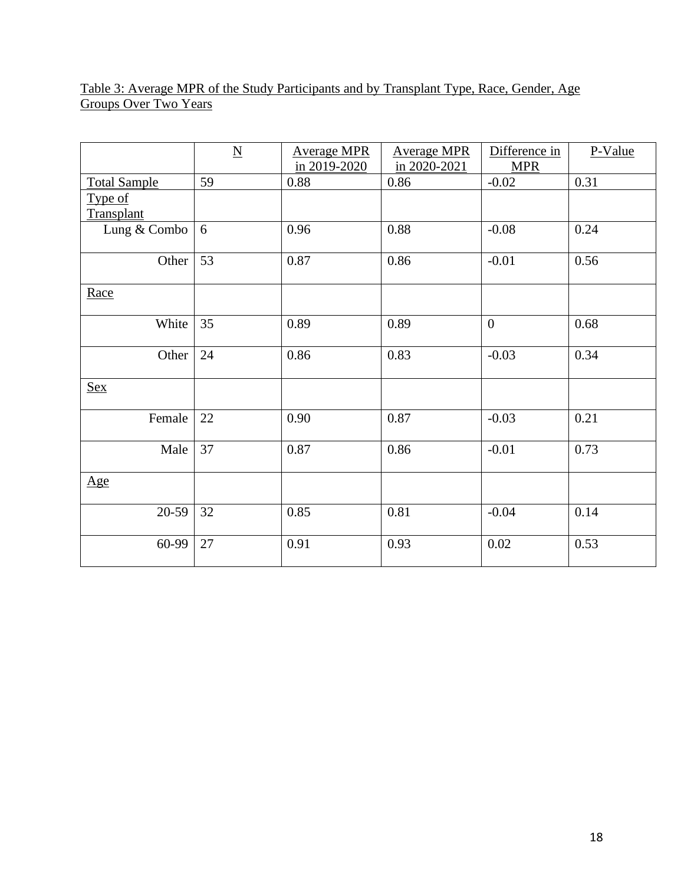Table 3: Average MPR of the Study Participants and by Transplant Type, Race, Gender, Age Groups Over Two Years

| | N | Average MPR in 2019-2020 | Average MPR in 2020-2021 | Difference in MPR | P-Value |
|---|---|---|---|---|---|
| Total Sample | 59 | 0.88 | 0.86 | -0.02 | 0.31 |
| Type of Transplant | | | | | |
| Lung & Combo | 6 | 0.96 | 0.88 | -0.08 | 0.24 |
| Other | 53 | 0.87 | 0.86 | -0.01 | 0.56 |
| Race | | | | | |
| White | 35 | 0.89 | 0.89 | 0 | 0.68 |
| Other | 24 | 0.86 | 0.83 | -0.03 | 0.34 |
| Sex | | | | | |
| Female | 22 | 0.90 | 0.87 | -0.03 | 0.21 |
| Male | 37 | 0.87 | 0.86 | -0.01 | 0.73 |
| Age | | | | | |
| 20-59 | 32 | 0.85 | 0.81 | -0.04 | 0.14 |
| 60-99 | 27 | 0.91 | 0.93 | 0.02 | 0.53 |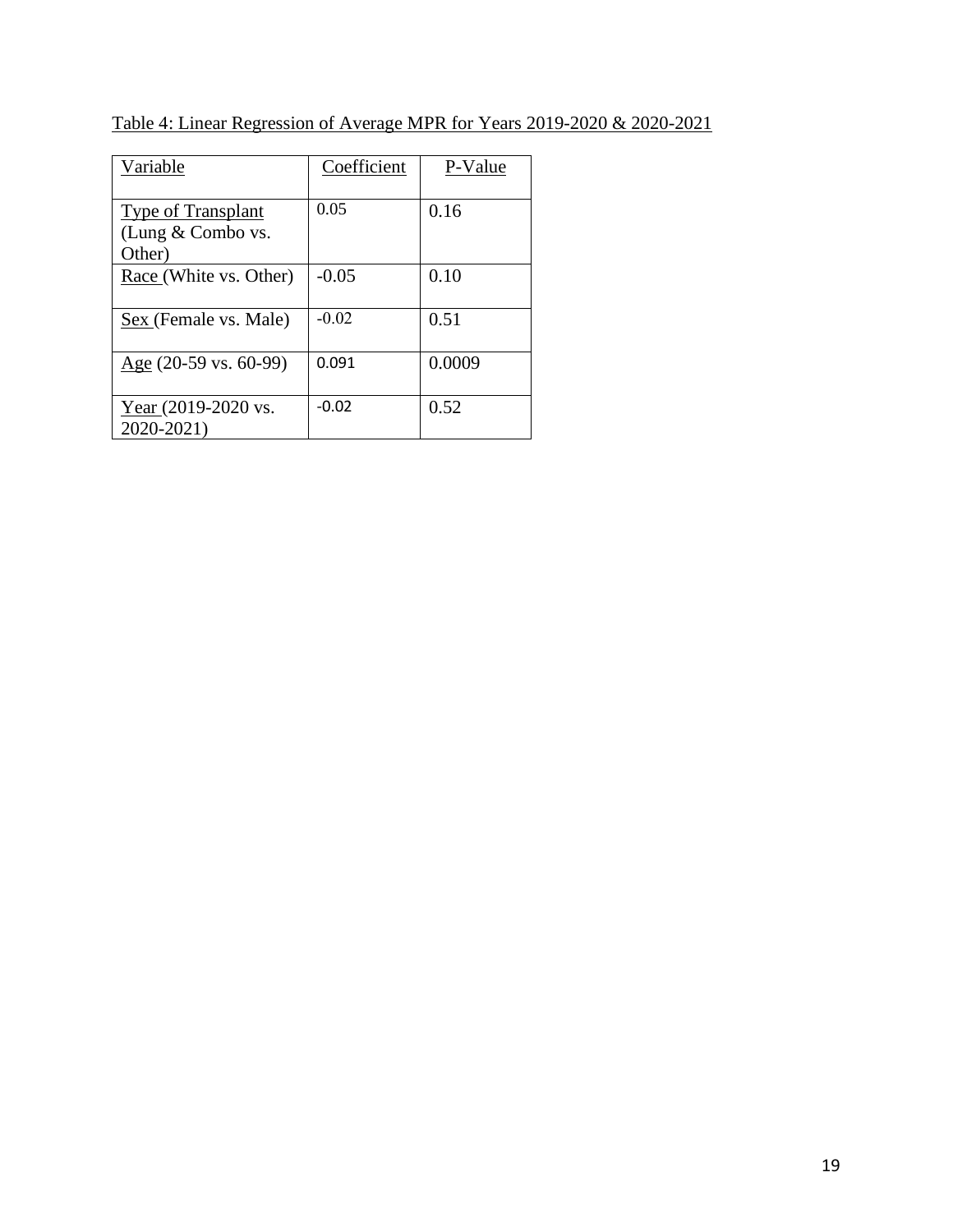Table 4: Linear Regression of Average MPR for Years 2019-2020 & 2020-2021

| Variable | Coefficient | P-Value |
| --- | --- | --- |
| Type of Transplant (Lung & Combo vs. Other) | 0.05 | 0.16 |
| Race (White vs. Other) | -0.05 | 0.10 |
| Sex (Female vs. Male) | -0.02 | 0.51 |
| Age (20-59 vs. 60-99) | 0.091 | 0.0009 |
| Year (2019-2020 vs. 2020-2021) | -0.02 | 0.52 |